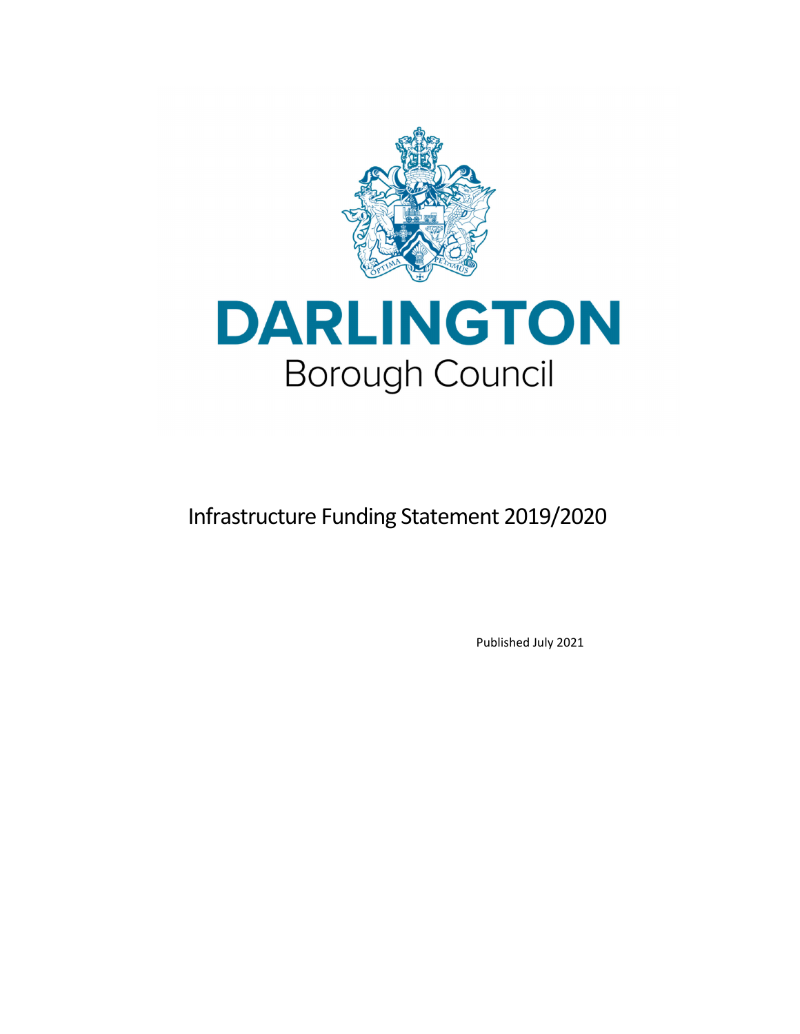# DARLINGTON

Borough Council

# Infrastructure Funding Statement 2019/2020

Published July 2021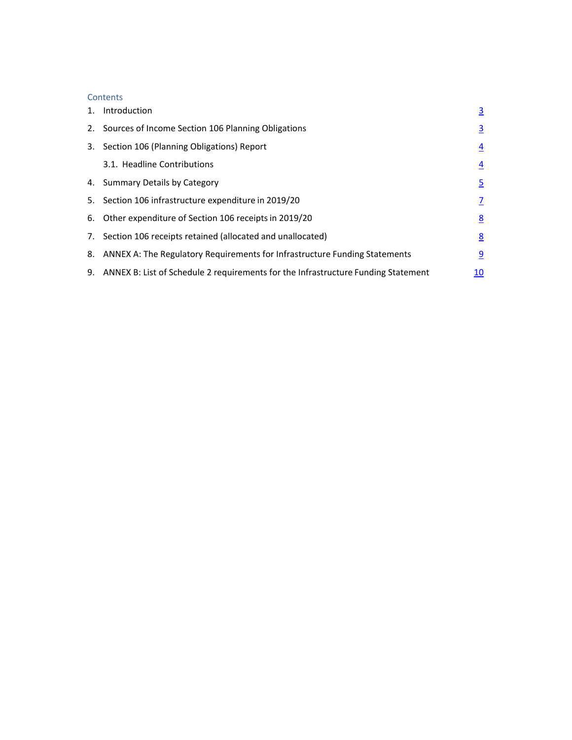Contents

1. Introduction 3
2. Sources of Income Section 106 Planning Obligations 3
3. Section 106 (Planning Obligations) Report 4
   - 3.1. Headline Contributions 4
4. Summary Details by Category 5
5. Section 106 infrastructure expenditure in 2019/20 7
6. Other expenditure of Section 106 receipts in 2019/20 8
7. Section 106 receipts retained (allocated and unallocated) 8
8. ANNEX A: The Regulatory Requirements for Infrastructure Funding Statements 9
9. ANNEX B: List of Schedule 2 requirements for the Infrastructure Funding Statement 10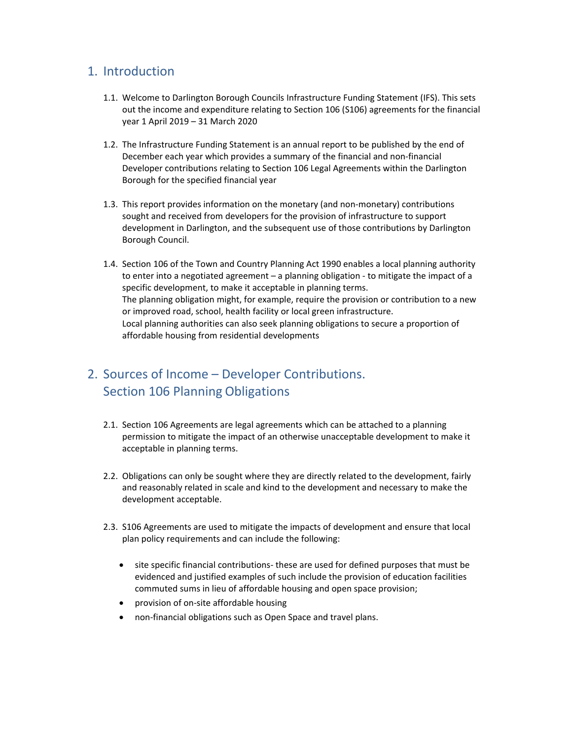## 1. Introduction

1.1. Welcome to Darlington Borough Councils Infrastructure Funding Statement (IFS). This sets out the income and expenditure relating to Section 106 (S106) agreements for the financial year 1 April 2019 – 31 March 2020

1.2. The Infrastructure Funding Statement is an annual report to be published by the end of December each year which provides a summary of the financial and non-financial Developer contributions relating to Section 106 Legal Agreements within the Darlington Borough for the specified financial year

1.3. This report provides information on the monetary (and non-monetary) contributions sought and received from developers for the provision of infrastructure to support development in Darlington, and the subsequent use of those contributions by Darlington Borough Council.

1.4. Section 106 of the Town and Country Planning Act 1990 enables a local planning authority to enter into a negotiated agreement – a planning obligation - to mitigate the impact of a specific development, to make it acceptable in planning terms.
The planning obligation might, for example, require the provision or contribution to a new or improved road, school, health facility or local green infrastructure.
Local planning authorities can also seek planning obligations to secure a proportion of affordable housing from residential developments

## 2. Sources of Income – Developer Contributions. Section 106 Planning Obligations

2.1. Section 106 Agreements are legal agreements which can be attached to a planning permission to mitigate the impact of an otherwise unacceptable development to make it acceptable in planning terms.

2.2. Obligations can only be sought where they are directly related to the development, fairly and reasonably related in scale and kind to the development and necessary to make the development acceptable.

2.3. S106 Agreements are used to mitigate the impacts of development and ensure that local plan policy requirements and can include the following:

- site specific financial contributions- these are used for defined purposes that must be evidenced and justified examples of such include the provision of education facilities commuted sums in lieu of affordable housing and open space provision;
- provision of on-site affordable housing
- non-financial obligations such as Open Space and travel plans.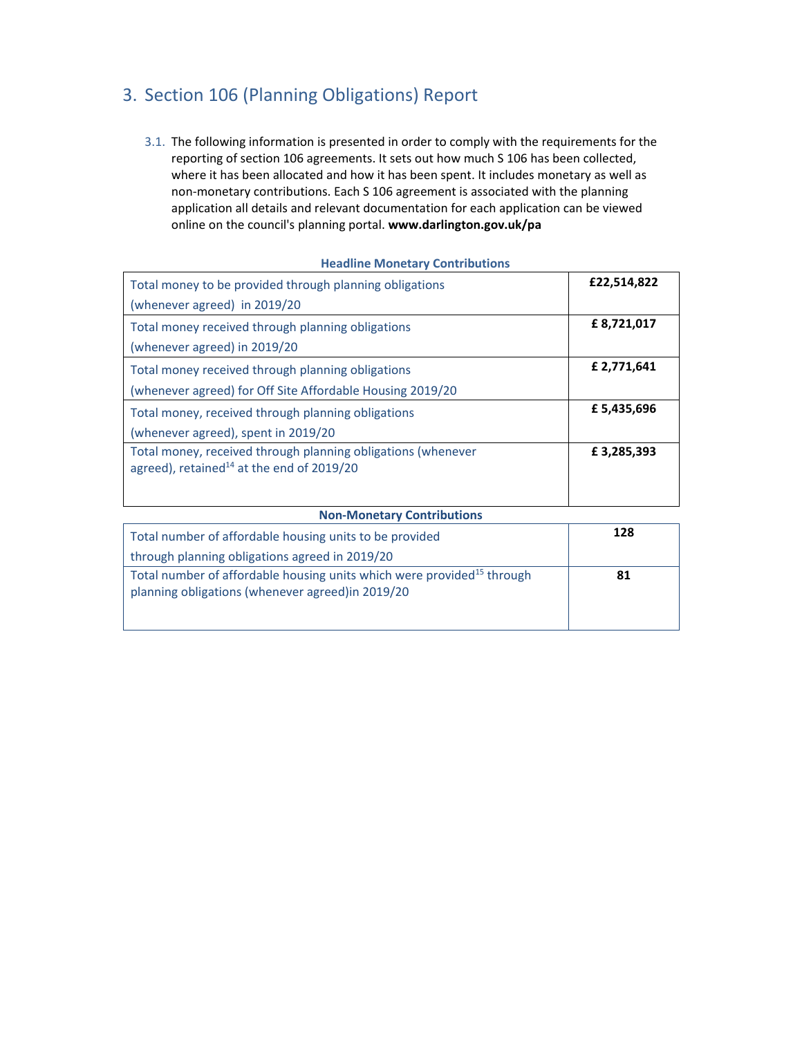## 3. Section 106 (Planning Obligations) Report

3.1. The following information is presented in order to comply with the requirements for the reporting of section 106 agreements. It sets out how much S 106 has been collected, where it has been allocated and how it has been spent. It includes monetary as well as non-monetary contributions. Each S 106 agreement is associated with the planning application all details and relevant documentation for each application can be viewed online on the council's planning portal. **www.darlington.gov.uk/pa**

**Headline Monetary Contributions**

| | |
|---|---|
| Total money to be provided through planning obligations (whenever agreed) in 2019/20 | **£22,514,822** |
| Total money received through planning obligations (whenever agreed) in 2019/20 | **£ 8,721,017** |
| Total money received through planning obligations (whenever agreed) for Off Site Affordable Housing 2019/20 | **£ 2,771,641** |
| Total money, received through planning obligations (whenever agreed), spent in 2019/20 | **£ 5,435,696** |
| Total money, received through planning obligations (whenever agreed), retained[14] at the end of 2019/20 | **£ 3,285,393** |

**Non-Monetary Contributions**

| | |
|---|---|
| Total number of affordable housing units to be provided through planning obligations agreed in 2019/20 | **128** |
| Total number of affordable housing units which were provided[15] through planning obligations (whenever agreed)in 2019/20 | **81** |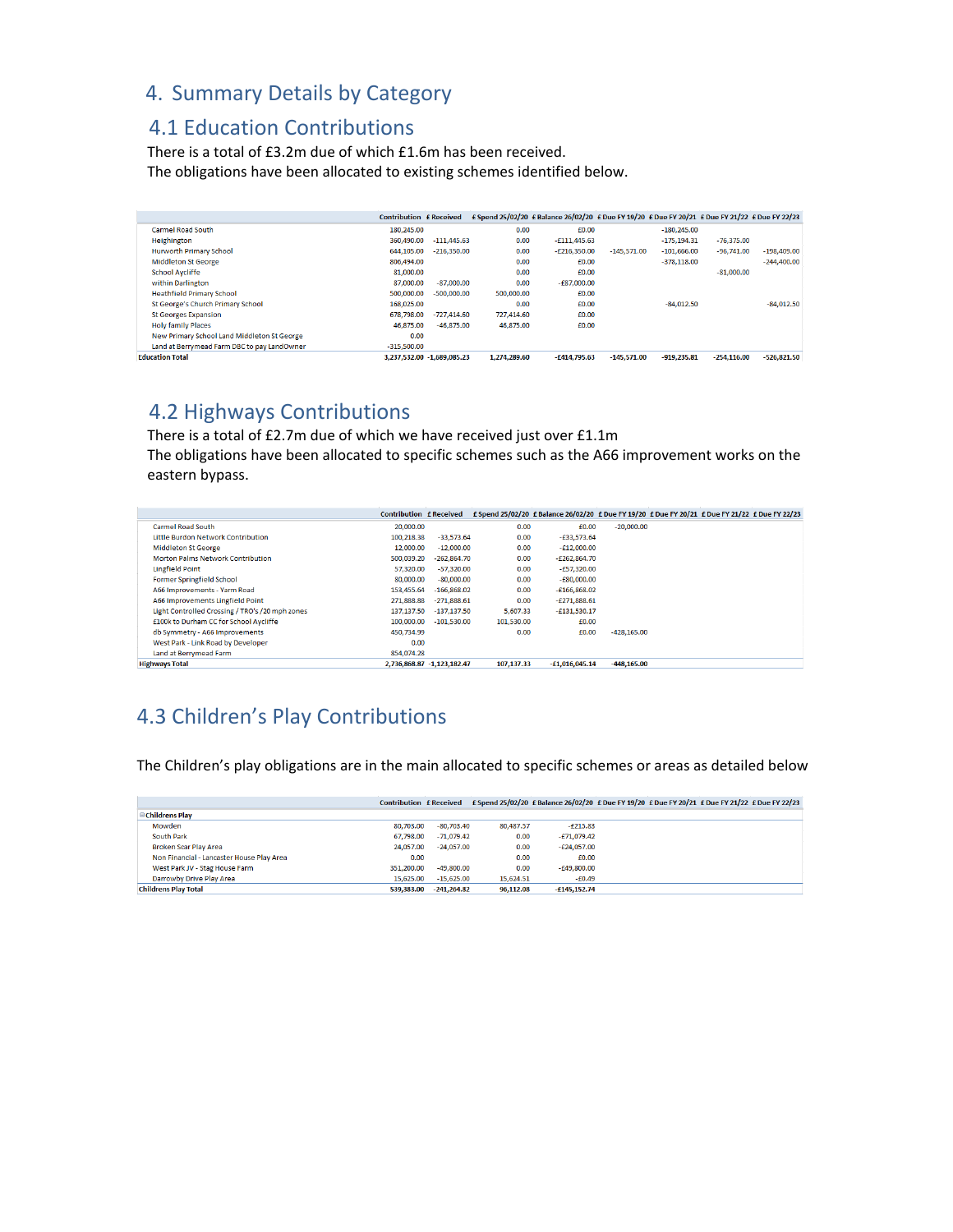# 4. Summary Details by Category

## 4.1 Education Contributions

There is a total of £3.2m due of which £1.6m has been received.
The obligations have been allocated to existing schemes identified below.

| | Contribution | £ Received | £ Spend 25/02/20 | £ Balance 26/02/20 | £ Due FY 19/20 | £ Due FY 20/21 | £ Due FY 21/22 | £ Due FY 22/23 |
|---|---|---|---|---|---|---|---|---|
| Carmel Road South | 180,245.00 | | 0.00 | £0.00 | | -180,245.00 | | |
| Heighington | 360,490.00 | -111,445.63 | 0.00 | -£111,445.63 | | -175,194.31 | -76,375.00 | |
| Hurworth Primary School | 644,105.00 | -216,350.00 | 0.00 | -£216,350.00 | -145,571.00 | -101,666.00 | -96,741.00 | -198,409.00 |
| Middleton St George | 806,494.00 | | 0.00 | £0.00 | | -378,118.00 | | -244,400.00 |
| School Aycliffe | 81,000.00 | | 0.00 | £0.00 | | | -81,000.00 | |
| within Darlington | 87,000.00 | -87,000.00 | 0.00 | -£87,000.00 | | | | |
| Heathfield Primary School | 500,000.00 | -500,000.00 | 500,000.00 | £0.00 | | | | |
| St George's Church Primary School | 168,025.00 | | 0.00 | £0.00 | | -84,012.50 | | -84,012.50 |
| St Georges Expansion | 678,798.00 | -727,414.60 | 727,414.60 | £0.00 | | | | |
| Holy family Places | 46,875.00 | -46,875.00 | 46,875.00 | £0.00 | | | | |
| New Primary School Land Middleton St George | 0.00 | | | | | | | |
| Land at Berrymead Farm DBC to pay LandOwner | -315,500.00 | | | | | | | |
| **Education Total** | **3,237,532.00** | **-1,689,085.23** | **1,274,289.60** | **-£414,795.63** | **-145,571.00** | **-919,235.81** | **-254,116.00** | **-526,821.50** |

## 4.2 Highways Contributions

There is a total of £2.7m due of which we have received just over £1.1m
The obligations have been allocated to specific schemes such as the A66 improvement works on the eastern bypass.

| | Contribution | £ Received | £ Spend 25/02/20 | £ Balance 26/02/20 | £ Due FY 19/20 | £ Due FY 20/21 | £ Due FY 21/22 | £ Due FY 22/23 |
|---|---|---|---|---|---|---|---|---|
| Carmel Road South | 20,000.00 | | 0.00 | £0.00 | -20,000.00 | | | |
| Little Burdon Network Contribution | 100,218.38 | -33,573.64 | 0.00 | -£33,573.64 | | | | |
| Middleton St George | 12,000.00 | -12,000.00 | 0.00 | -£12,000.00 | | | | |
| Morton Palms Network Contribution | 500,039.20 | -262,864.70 | 0.00 | -£262,864.70 | | | | |
| Lingfield Point | 57,320.00 | -57,320.00 | 0.00 | -£57,320.00 | | | | |
| Former Springfield School | 80,000.00 | -80,000.00 | 0.00 | -£80,000.00 | | | | |
| A66 Improvements - Yarm Road | 153,455.64 | -166,868.02 | 0.00 | -£166,868.02 | | | | |
| A66 Improvements Lingfield Point | 271,888.88 | -271,888.61 | 0.00 | -£271,888.61 | | | | |
| Light Controlled Crossing / TRO's /20 mph zones | 137,137.50 | -137,137.50 | 5,607.33 | -£131,530.17 | | | | |
| £100k to Durham CC for School Aycliffe | 100,000.00 | -101,530.00 | 101,530.00 | £0.00 | | | | |
| db Symmetry - A66 Improvements | 450,734.99 | | 0.00 | £0.00 | -428,165.00 | | | |
| West Park - Link Road by Developer | 0.00 | | | | | | | |
| Land at Berrymead Farm | 854,074.28 | | | | | | | |
| **Highways Total** | **2,736,868.87** | **-1,123,182.47** | **107,137.33** | **-£1,016,045.14** | **-448,165.00** | | | |

## 4.3 Children's Play Contributions

The Children's play obligations are in the main allocated to specific schemes or areas as detailed below

| | Contribution | £ Received | £ Spend 25/02/20 | £ Balance 26/02/20 | £ Due FY 19/20 | £ Due FY 20/21 | £ Due FY 21/22 | £ Due FY 22/23 |
|---|---|---|---|---|---|---|---|---|
| **Childrens Play** | | | | | | | | |
| Mowden | 80,703.00 | -80,703.40 | 80,487.57 | -£215.83 | | | | |
| South Park | 67,798.00 | -71,079.42 | 0.00 | -£71,079.42 | | | | |
| Broken Scar Play Area | 24,057.00 | -24,057.00 | 0.00 | -£24,057.00 | | | | |
| Non Financial - Lancaster House Play Area | 0.00 | | 0.00 | £0.00 | | | | |
| West Park JV - Stag House Farm | 351,200.00 | -49,800.00 | 0.00 | -£49,800.00 | | | | |
| Darrowby Drive Play Area | 15,625.00 | -15,625.00 | 15,624.51 | -£0.49 | | | | |
| **Childrens Play Total** | **539,383.00** | **-241,264.82** | **96,112.08** | **-£145,152.74** | | | | |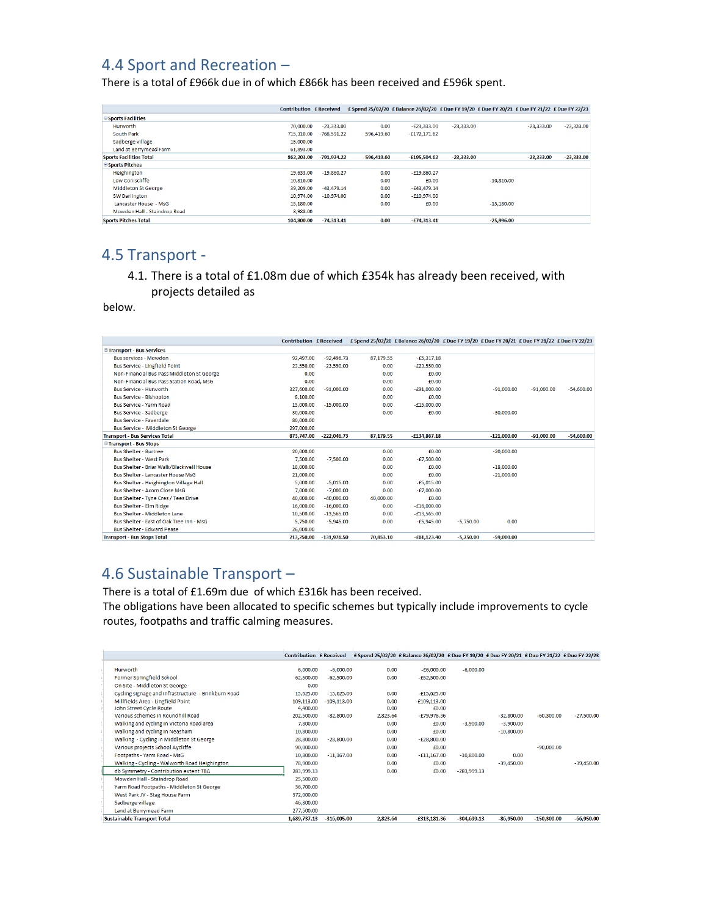## 4.4 Sport and Recreation –

There is a total of £966k due in of which £866k has been received and £596k spent.

| | Contribution | £ Received | £ Spend 25/02/20 | £ Balance 26/02/20 | £ Due FY 19/20 | £ Due FY 20/21 | £ Due FY 21/22 | £ Due FY 22/23 |
|---|---|---|---|---|---|---|---|---|
| **Sports Facilities** | | | | | | | | |
| Hurworth | 70,000.00 | -23,333.00 | 0.00 | -£23,333.00 | -23,333.00 | | -23,333.00 | -23,333.00 |
| South Park | 715,310.00 | -768,591.22 | 596,419.60 | -£172,171.62 | | | | |
| Sadberge village | 15,000.00 | | | | | | | |
| Land at Berrymead Farm | 61,893.00 | | | | | | | |
| **Sports Facilities Total** | **862,203.00** | **-791,924.22** | **596,419.60** | **-£195,504.62** | **-23,333.00** | | **-23,333.00** | **-23,333.00** |
| **Sports Pitches** | | | | | | | | |
| Heighington | 19,633.00 | -19,860.27 | 0.00 | -£19,860.27 | | | | |
| Low Coniscliffe | 10,816.00 | | 0.00 | £0.00 | | -10,816.00 | | |
| Middleton St George | 39,209.00 | -43,479.14 | 0.00 | -£43,479.14 | | | | |
| SW Darlington | 10,974.00 | -10,974.00 | 0.00 | -£10,974.00 | | | | |
| Lancaster House - MsG | 15,180.00 | | 0.00 | £0.00 | | -15,180.00 | | |
| Mowden Hall - Staindrop Road | 8,988.00 | | | | | | | |
| **Sports Pitches Total** | **104,800.00** | **-74,313.41** | **0.00** | **-£74,313.41** | | **-25,996.00** | | |

## 4.5 Transport -

4.1. There is a total of £1.08m due of which £354k has already been received, with projects detailed as below.

| | Contribution | £ Received | £ Spend 25/02/20 | £ Balance 26/02/20 | £ Due FY 19/20 | £ Due FY 20/21 | £ Due FY 21/22 | £ Due FY 22/23 |
|---|---|---|---|---|---|---|---|---|
| **Transport - Bus Services** | | | | | | | | |
| Bus services - Mowden | 92,497.00 | -92,496.73 | 87,179.55 | -£5,317.18 | | | | |
| Bus Service - Lingfield Point | 23,550.00 | -23,550.00 | 0.00 | -£23,550.00 | | | | |
| Non-Financial Bus Pass Middleton St George | 0.00 | | 0.00 | £0.00 | | | | |
| Non-Financial Bus Pass Station Road, MsG | 0.00 | | 0.00 | £0.00 | | | | |
| Bus Service - Hurworth | 327,600.00 | -91,000.00 | 0.00 | -£91,000.00 | | -91,000.00 | -91,000.00 | -54,600.00 |
| Bus Service - Bishopton | 8,100.00 | | 0.00 | £0.00 | | | | |
| Bus Service - Yarm Road | 15,000.00 | -15,000.00 | 0.00 | -£15,000.00 | | | | |
| Bus Service - Sadberge | 30,000.00 | | 0.00 | £0.00 | | -30,000.00 | | |
| Bus Service - Faverdale | 80,000.00 | | | | | | | |
| Bus Service - Middleton St George | 297,000.00 | | | | | | | |
| **Transport - Bus Services Total** | **873,747.00** | **-222,046.73** | **87,179.55** | **-£134,867.18** | | **-121,000.00** | **-91,000.00** | **-54,600.00** |
| **Transport - Bus Stops** | | | | | | | | |
| Bus Shelter - Burtree | 20,000.00 | | 0.00 | £0.00 | | -20,000.00 | | |
| Bus Shelter - West Park | 7,500.00 | -7,500.00 | 0.00 | -£7,500.00 | | | | |
| Bus Shelter - Briar Walk/Blackwell House | 18,000.00 | | 0.00 | £0.00 | | -18,000.00 | | |
| Bus Shelter - Lancaster House MsG | 21,000.00 | | 0.00 | £0.00 | | -21,000.00 | | |
| Bus Shelter - Heighington Village Hall | 5,000.00 | -5,015.00 | 0.00 | -£5,015.00 | | | | |
| Bus Shelter - Acorn Close MsG | 7,000.00 | -7,000.00 | 0.00 | -£7,000.00 | | | | |
| Bus Shelter - Tyne Cres / Tees Drive | 40,000.00 | -40,000.00 | 40,000.00 | £0.00 | | | | |
| Bus Shelter - Elm Ridge | 16,000.00 | -16,000.00 | 0.00 | -£16,000.00 | | | | |
| Bus Shelter - Middleton Lane | 10,500.00 | -13,565.00 | 0.00 | -£13,565.00 | | | | |
| Bus Shelter - East of Oak Tree Inn - MsG | 5,750.00 | -5,945.00 | 0.00 | -£5,945.00 | -5,750.00 | 0.00 | | |
| Bus Shelter - Edward Pease | 26,000.00 | | | | | | | |
| **Transport - Bus Stops Total** | **213,250.00** | **-131,976.50** | **70,853.10** | **-£61,123.40** | **-5,750.00** | **-59,000.00** | | |

## 4.6 Sustainable Transport –

There is a total of £1.69m due of which £316k has been received.
The obligations have been allocated to specific schemes but typically include improvements to cycle routes, footpaths and traffic calming measures.

| | Contribution | £ Received | £ Spend 25/02/20 | £ Balance 26/02/20 | £ Due FY 19/20 | £ Due FY 20/21 | £ Due FY 21/22 | £ Due FY 22/23 |
|---|---|---|---|---|---|---|---|---|
| Hurworth | 6,000.00 | -6,000.00 | 0.00 | -£6,000.00 | -6,000.00 | | | |
| Former Springfield School | 62,500.00 | -62,500.00 | 0.00 | -£62,500.00 | | | | |
| On Site - Middleton St George | 0.00 | | | | | | | |
| Cycling signage and infrastructure - Brinkburn Road | 15,625.00 | -15,625.00 | 0.00 | -£15,625.00 | | | | |
| Millfields Area - Lingfield Point | 109,113.00 | -109,113.00 | 0.00 | -£109,113.00 | | | | |
| John Street Cycle Route | 4,400.00 | | 0.00 | £0.00 | | | | |
| Various schemes in Roundhill Road | 202,500.00 | -82,800.00 | 2,823.64 | -£79,976.36 | | -32,800.00 | -60,300.00 | -27,500.00 |
| Walking and cycling in Victoria Road area | 7,800.00 | | 0.00 | £0.00 | -3,900.00 | -3,900.00 | | |
| Walking and cycling in Neasham | 10,800.00 | | 0.00 | £0.00 | | -10,800.00 | | |
| Walking - Cycling in Middleton St George | 28,800.00 | -28,800.00 | 0.00 | -£28,800.00 | | | | |
| Various projects School Aycliffe | 90,000.00 | | 0.00 | £0.00 | | | -90,000.00 | |
| Footpaths - Yarm Road - MsG | 10,800.00 | -11,167.00 | 0.00 | -£11,167.00 | -10,800.00 | 0.00 | | |
| Walking - Cycling - Walworth Road Heighington | 78,900.00 | | 0.00 | £0.00 | | -39,450.00 | | -39,450.00 |
| db Symmetry - Contribution extent TBA | 283,999.13 | | 0.00 | £0.00 | -283,999.13 | | | |
| Mowden Hall - Staindrop Road | 25,500.00 | | | | | | | |
| Yarm Road Footpaths - Middleton St George | 56,700.00 | | | | | | | |
| West Park JV - Stag House Farm | 372,000.00 | | | | | | | |
| Sadberge village | 46,800.00 | | | | | | | |
| Land at Berrymead Farm | 277,500.00 | | | | | | | |
| **Sustainable Transport Total** | **1,689,737.13** | **-316,005.00** | **2,823.64** | **-£313,181.36** | **-304,699.13** | **-86,950.00** | **-150,300.00** | **-66,950.00** |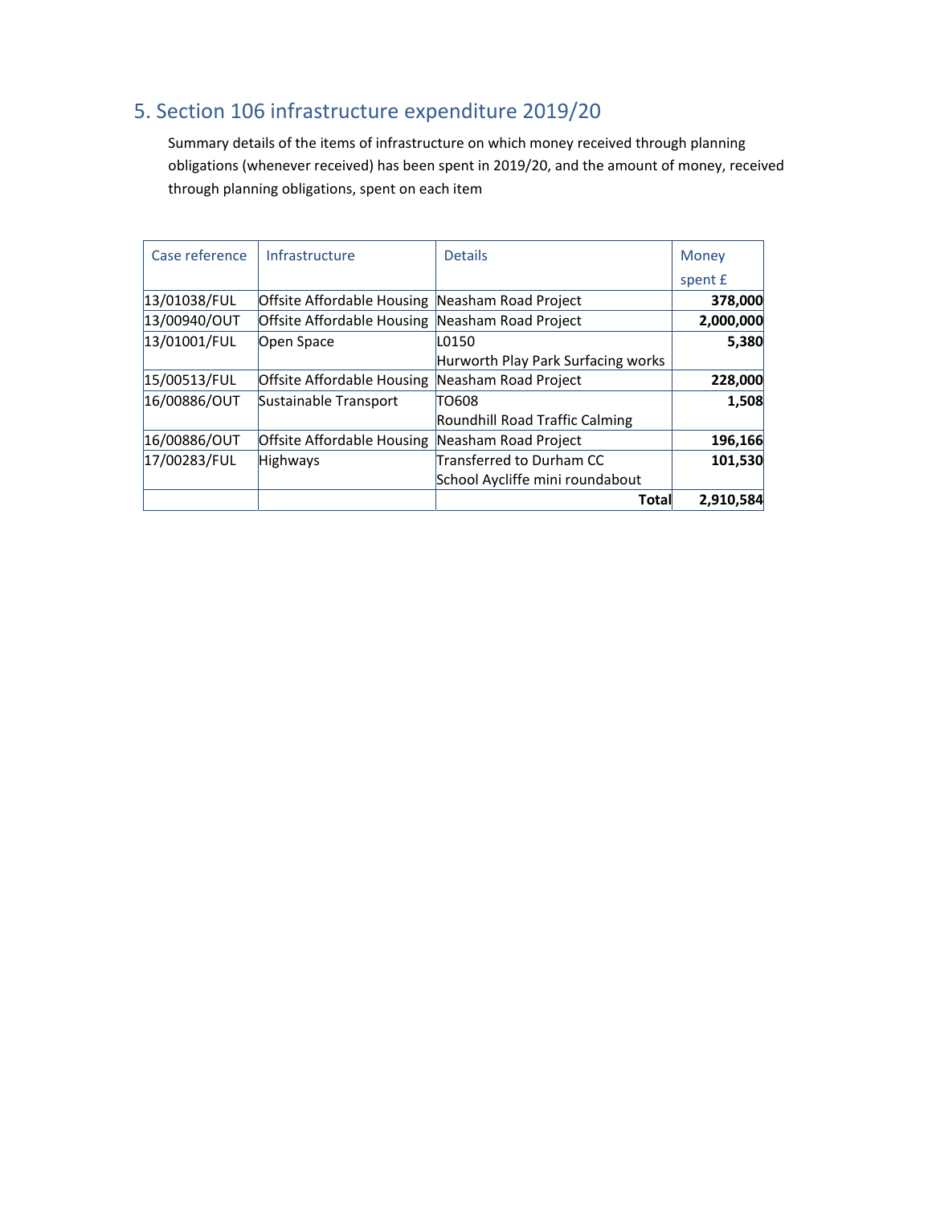## 5. Section 106 infrastructure expenditure 2019/20

Summary details of the items of infrastructure on which money received through planning obligations (whenever received) has been spent in 2019/20, and the amount of money, received through planning obligations, spent on each item

| Case reference | Infrastructure | Details | Money spent £ |
|---|---|---|---|
| 13/01038/FUL | Offsite Affordable Housing | Neasham Road Project | **378,000** |
| 13/00940/OUT | Offsite Affordable Housing | Neasham Road Project | **2,000,000** |
| 13/01001/FUL | Open Space | L0150<br>Hurworth Play Park Surfacing works | **5,380** |
| 15/00513/FUL | Offsite Affordable Housing | Neasham Road Project | **228,000** |
| 16/00886/OUT | Sustainable Transport | TO608<br>Roundhill Road Traffic Calming | **1,508** |
| 16/00886/OUT | Offsite Affordable Housing | Neasham Road Project | **196,166** |
| 17/00283/FUL | Highways | Transferred to Durham CC<br>School Aycliffe mini roundabout | **101,530** |
| | | **Total** | **2,910,584** |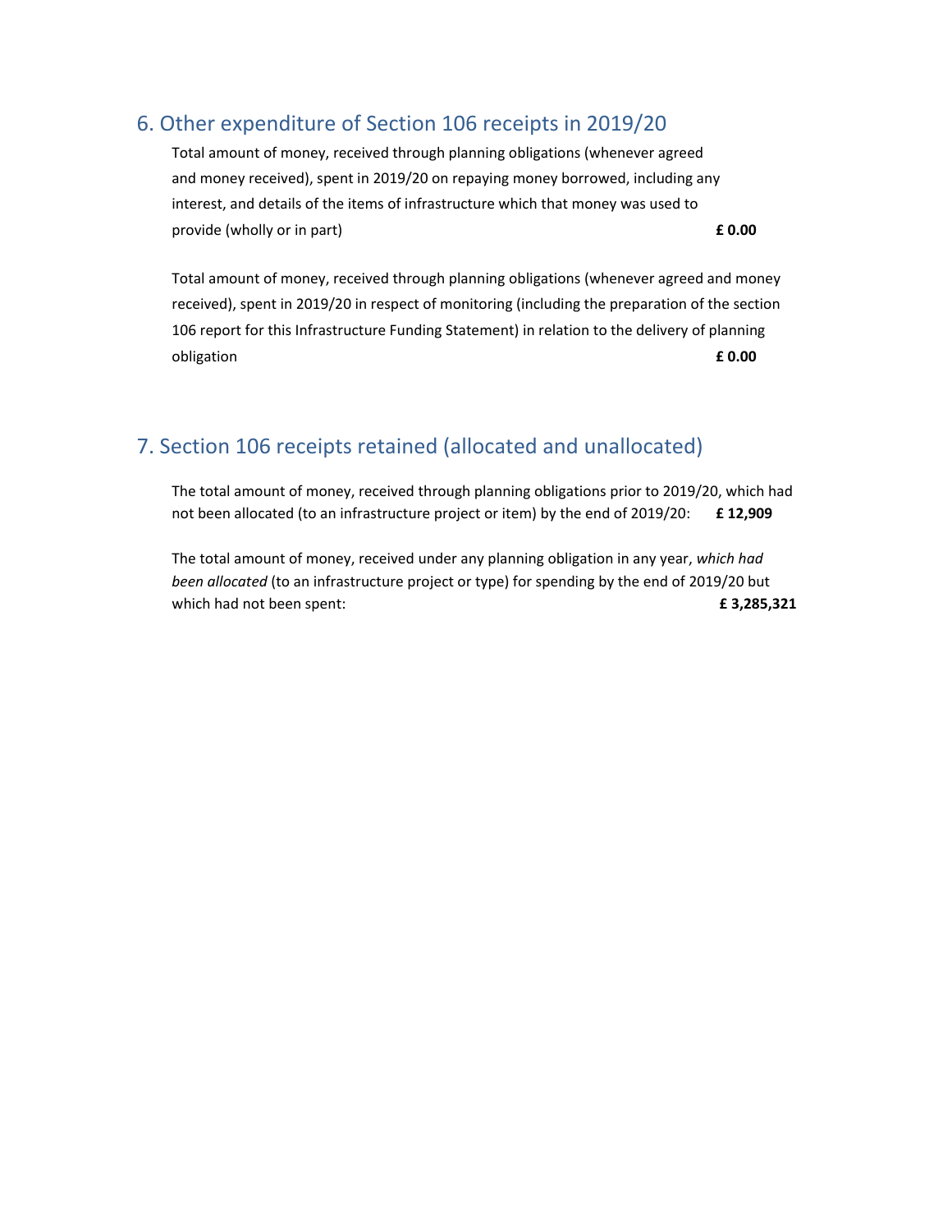## 6. Other expenditure of Section 106 receipts in 2019/20

Total amount of money, received through planning obligations (whenever agreed and money received), spent in 2019/20 on repaying money borrowed, including any interest, and details of the items of infrastructure which that money was used to provide (wholly or in part) **£ 0.00**

Total amount of money, received through planning obligations (whenever agreed and money received), spent in 2019/20 in respect of monitoring (including the preparation of the section 106 report for this Infrastructure Funding Statement) in relation to the delivery of planning obligation **£ 0.00**

## 7. Section 106 receipts retained (allocated and unallocated)

The total amount of money, received through planning obligations prior to 2019/20, which had not been allocated (to an infrastructure project or item) by the end of 2019/20: **£ 12,909**

The total amount of money, received under any planning obligation in any year, *which had been allocated* (to an infrastructure project or type) for spending by the end of 2019/20 but which had not been spent: **£ 3,285,321**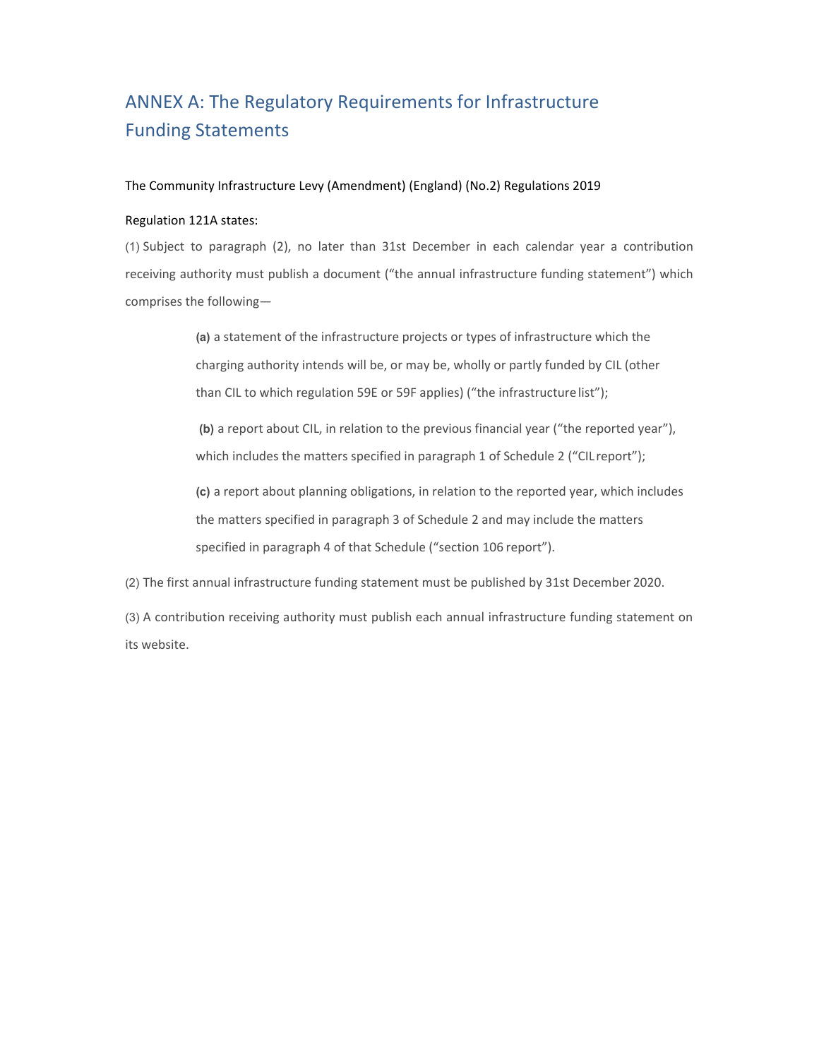# ANNEX A: The Regulatory Requirements for Infrastructure Funding Statements

The Community Infrastructure Levy (Amendment) (England) (No.2) Regulations 2019

Regulation 121A states:

(1) Subject to paragraph (2), no later than 31st December in each calendar year a contribution receiving authority must publish a document ("the annual infrastructure funding statement") which comprises the following—

> **(a)** a statement of the infrastructure projects or types of infrastructure which the charging authority intends will be, or may be, wholly or partly funded by CIL (other than CIL to which regulation 59E or 59F applies) ("the infrastructure list");
>
> **(b)** a report about CIL, in relation to the previous financial year ("the reported year"), which includes the matters specified in paragraph 1 of Schedule 2 ("CIL report");
>
> **(c)** a report about planning obligations, in relation to the reported year, which includes the matters specified in paragraph 3 of Schedule 2 and may include the matters specified in paragraph 4 of that Schedule ("section 106 report").

(2) The first annual infrastructure funding statement must be published by 31st December 2020.

(3) A contribution receiving authority must publish each annual infrastructure funding statement on its website.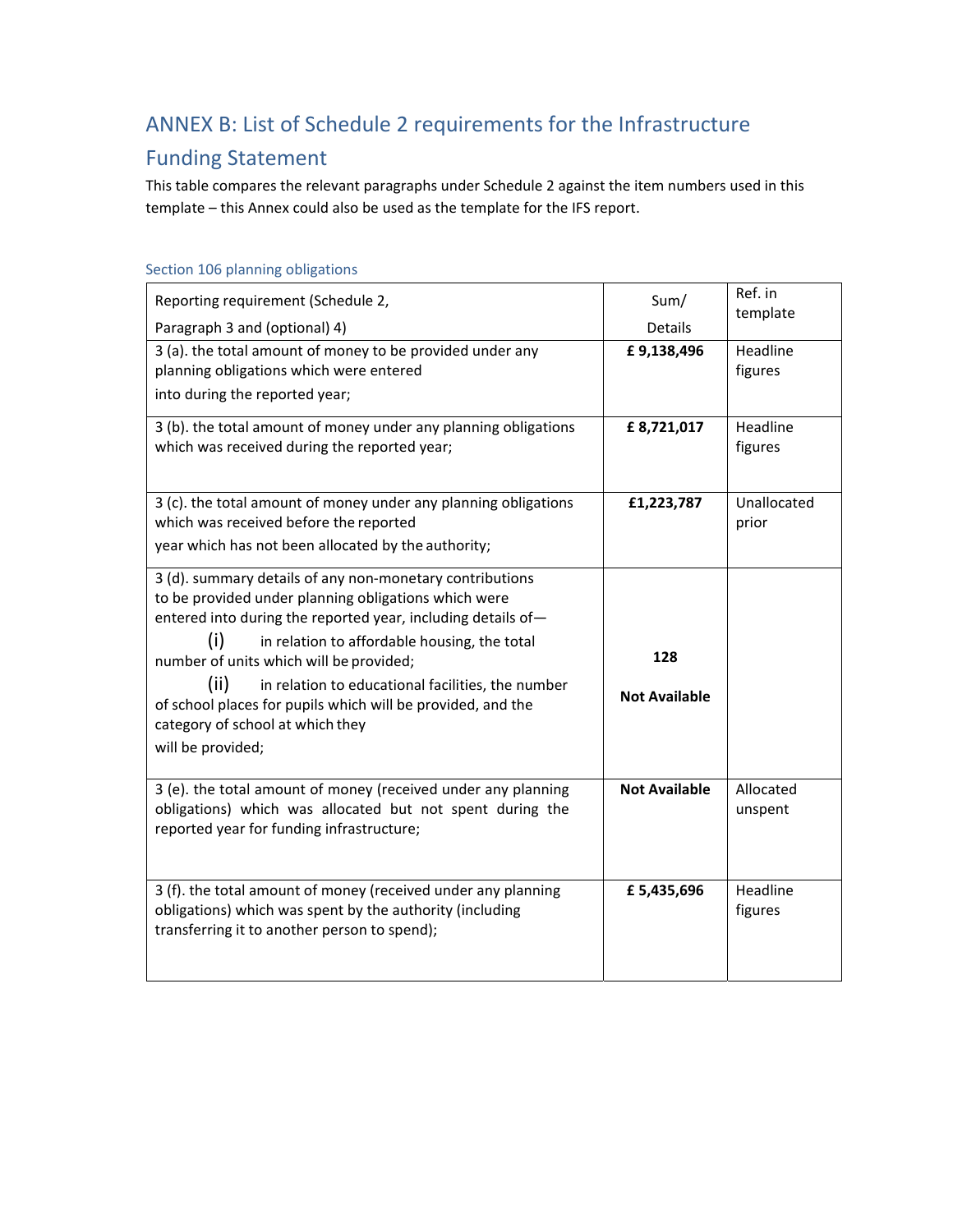## ANNEX B: List of Schedule 2 requirements for the Infrastructure Funding Statement

This table compares the relevant paragraphs under Schedule 2 against the item numbers used in this template – this Annex could also be used as the template for the IFS report.

### Section 106 planning obligations

| Reporting requirement (Schedule 2, Paragraph 3 and (optional) 4) | Sum/ Details | Ref. in template |
|---|---|---|
| 3 (a). the total amount of money to be provided under any planning obligations which were entered into during the reported year; | **£ 9,138,496** | Headline figures |
| 3 (b). the total amount of money under any planning obligations which was received during the reported year; | **£ 8,721,017** | Headline figures |
| 3 (c). the total amount of money under any planning obligations which was received before the reported year which has not been allocated by the authority; | **£1,223,787** | Unallocated prior |
| 3 (d). summary details of any non-monetary contributions to be provided under planning obligations which were entered into during the reported year, including details of— (i) in relation to affordable housing, the total number of units which will be provided; (ii) in relation to educational facilities, the number of school places for pupils which will be provided, and the category of school at which they will be provided; | **128** **Not Available** | |
| 3 (e). the total amount of money (received under any planning obligations) which was allocated but not spent during the reported year for funding infrastructure; | **Not Available** | Allocated unspent |
| 3 (f). the total amount of money (received under any planning obligations) which was spent by the authority (including transferring it to another person to spend); | **£ 5,435,696** | Headline figures |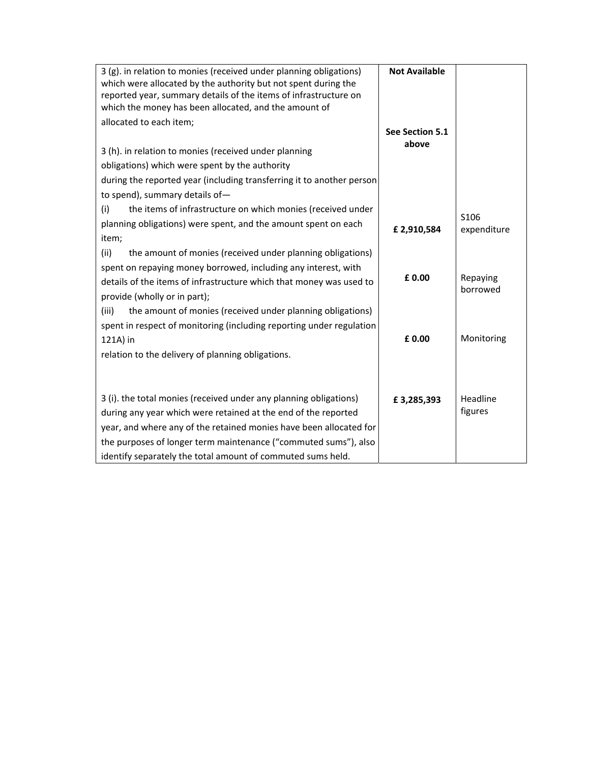| | | |
|---|---|---|
| 3 (g). in relation to monies (received under planning obligations) which were allocated by the authority but not spent during the reported year, summary details of the items of infrastructure on which the money has been allocated, and the amount of allocated to each item; | **Not Available** | |
| 3 (h). in relation to monies (received under planning obligations) which were spent by the authority during the reported year (including transferring it to another person to spend), summary details of— | **See Section 5.1 above** | |
| (i) the items of infrastructure on which monies (received under planning obligations) were spent, and the amount spent on each item; | **£ 2,910,584** | S106 expenditure |
| (ii) the amount of monies (received under planning obligations) spent on repaying money borrowed, including any interest, with details of the items of infrastructure which that money was used to provide (wholly or in part); | **£ 0.00** | Repaying borrowed |
| (iii) the amount of monies (received under planning obligations) spent in respect of monitoring (including reporting under regulation 121A) in relation to the delivery of planning obligations. | **£ 0.00** | Monitoring |
| 3 (i). the total monies (received under any planning obligations) during any year which were retained at the end of the reported year, and where any of the retained monies have been allocated for the purposes of longer term maintenance ("commuted sums"), also identify separately the total amount of commuted sums held. | **£ 3,285,393** | Headline figures |